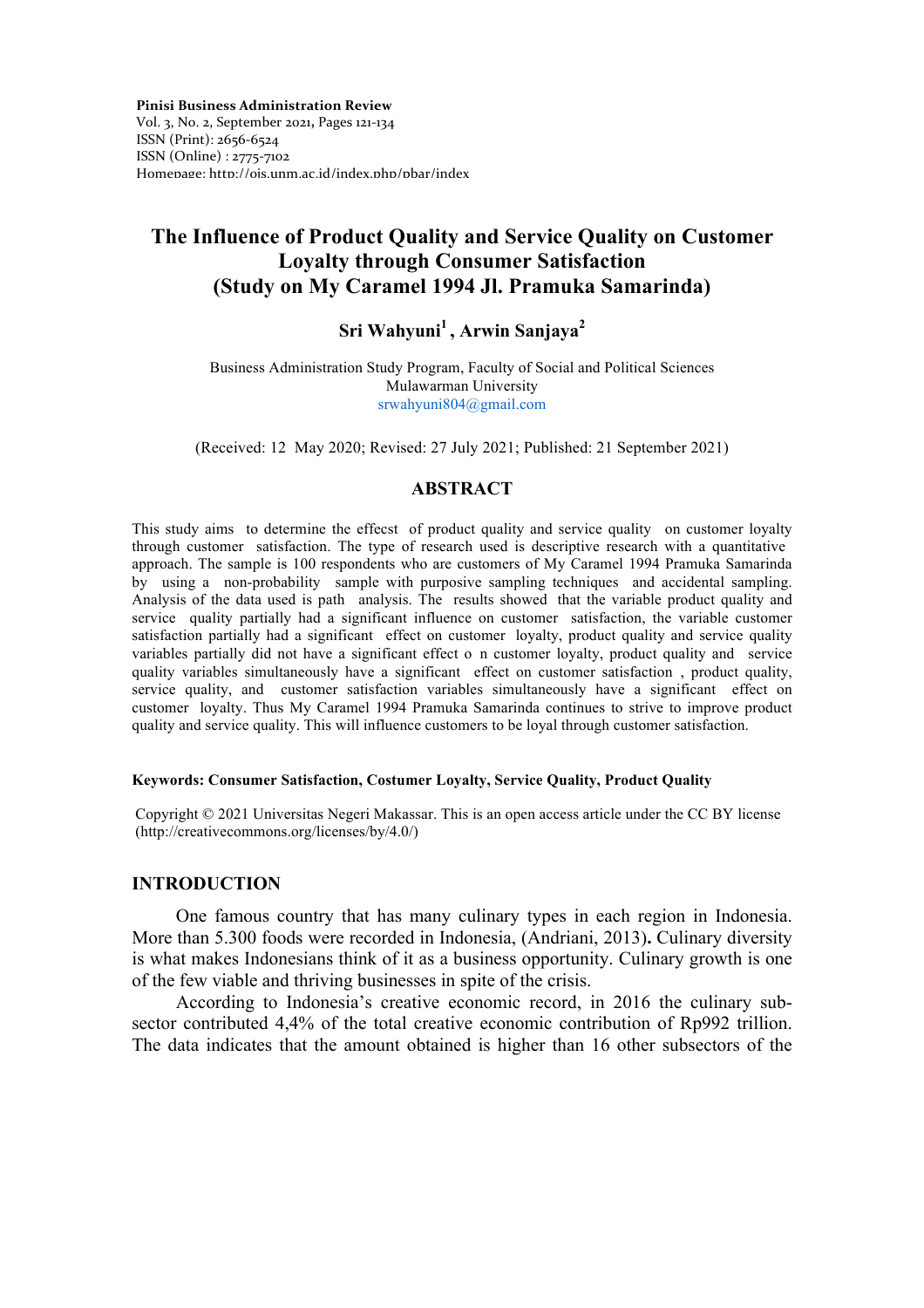Pinisi Business Administration Review
Vol. 3, No. 2, September 2021, Pages 121-134
ISSN (Print): 2656-6524
ISSN (Online) : 2775-7102
Homepage: http://ojs.unm.ac.id/index.php/pbar/index

# The Influence of Product Quality and Service Quality on Customer Loyalty through Consumer Satisfaction (Study on My Caramel 1994 Jl. Pramuka Samarinda)

**Sri Wahyuni[1] , Arwin Sanjaya[2]**

Business Administration Study Program, Faculty of Social and Political Sciences
Mulawarman University
srwahyuni804@gmail.com

(Received: 12 May 2020; Revised: 27 July 2021; Published: 21 September 2021)

## ABSTRACT

This study aims to determine the effecst of product quality and service quality on customer loyalty through customer satisfaction. The type of research used is descriptive research with a quantitative approach. The sample is 100 respondents who are customers of My Caramel 1994 Pramuka Samarinda by using a non-probability sample with purposive sampling techniques and accidental sampling. Analysis of the data used is path analysis. The results showed that the variable product quality and service quality partially had a significant influence on customer satisfaction, the variable customer satisfaction partially had a significant effect on customer loyalty, product quality and service quality variables partially did not have a significant effect o n customer loyalty, product quality and service quality variables simultaneously have a significant effect on customer satisfaction , product quality, service quality, and customer satisfaction variables simultaneously have a significant effect on customer loyalty. Thus My Caramel 1994 Pramuka Samarinda continues to strive to improve product quality and service quality. This will influence customers to be loyal through customer satisfaction.

**Keywords: Consumer Satisfaction, Costumer Loyalty, Service Quality, Product Quality**

Copyright © 2021 Universitas Negeri Makassar. This is an open access article under the CC BY license (http://creativecommons.org/licenses/by/4.0/)

## INTRODUCTION

One famous country that has many culinary types in each region in Indonesia. More than 5.300 foods were recorded in Indonesia, (Andriani, 2013). Culinary diversity is what makes Indonesians think of it as a business opportunity. Culinary growth is one of the few viable and thriving businesses in spite of the crisis.

According to Indonesia's creative economic record, in 2016 the culinary sub-sector contributed 4,4% of the total creative economic contribution of Rp992 trillion. The data indicates that the amount obtained is higher than 16 other subsectors of the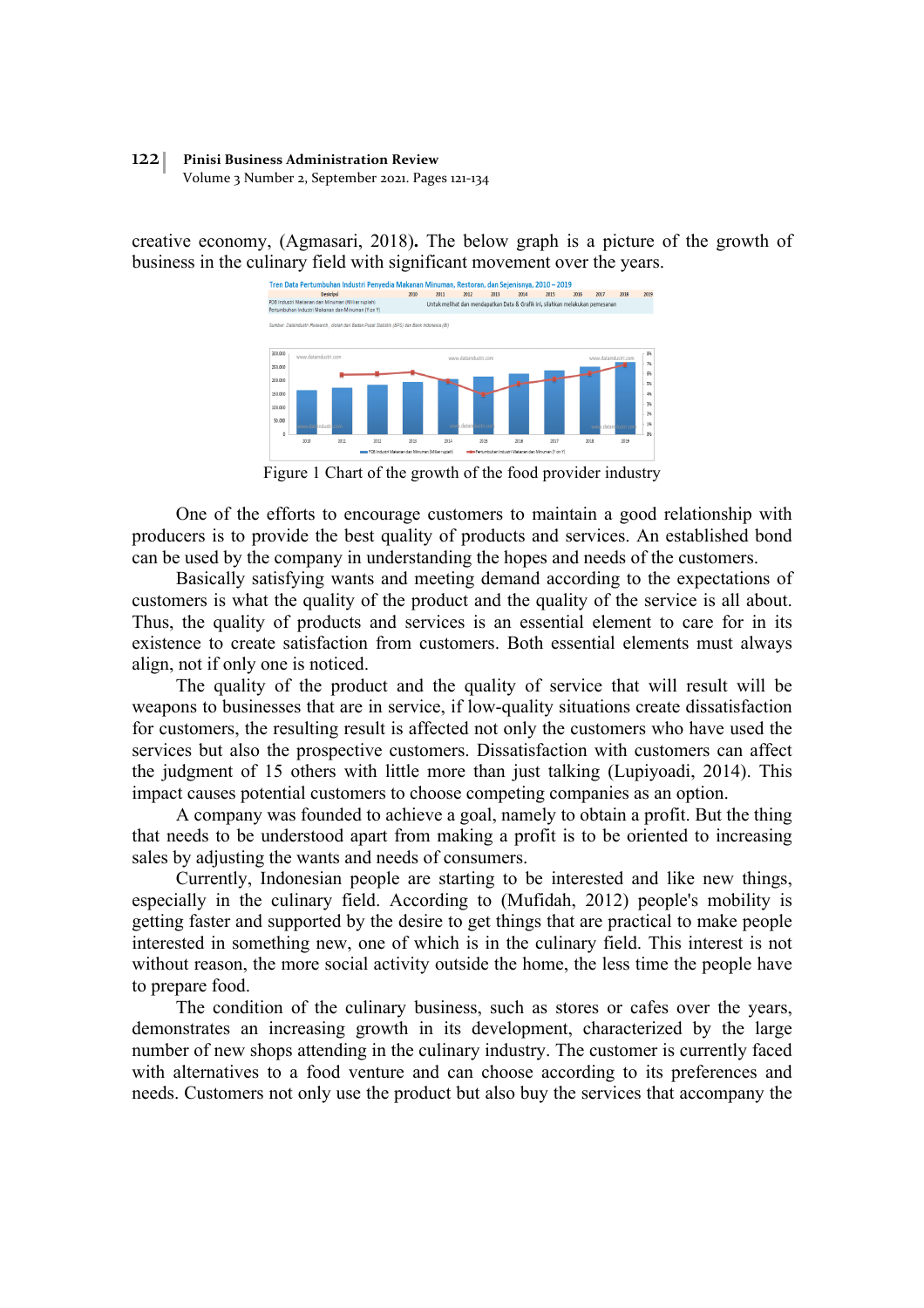creative economy, (Agmasari, 2018). The below graph is a picture of the growth of business in the culinary field with significant movement over the years.

Tren Data Pertumbuhan Industri Penyedia Makanan Minuman, Restoran, dan Sejenisnya, 2010 – 2019

Figure 1 Chart of the growth of the food provider industry

One of the efforts to encourage customers to maintain a good relationship with producers is to provide the best quality of products and services. An established bond can be used by the company in understanding the hopes and needs of the customers.

Basically satisfying wants and meeting demand according to the expectations of customers is what the quality of the product and the quality of the service is all about. Thus, the quality of products and services is an essential element to care for in its existence to create satisfaction from customers. Both essential elements must always align, not if only one is noticed.

The quality of the product and the quality of service that will result will be weapons to businesses that are in service, if low-quality situations create dissatisfaction for customers, the resulting result is affected not only the customers who have used the services but also the prospective customers. Dissatisfaction with customers can affect the judgment of 15 others with little more than just talking (Lupiyoadi, 2014). This impact causes potential customers to choose competing companies as an option.

A company was founded to achieve a goal, namely to obtain a profit. But the thing that needs to be understood apart from making a profit is to be oriented to increasing sales by adjusting the wants and needs of consumers.

Currently, Indonesian people are starting to be interested and like new things, especially in the culinary field. According to (Mufidah, 2012) people's mobility is getting faster and supported by the desire to get things that are practical to make people interested in something new, one of which is in the culinary field. This interest is not without reason, the more social activity outside the home, the less time the people have to prepare food.

The condition of the culinary business, such as stores or cafes over the years, demonstrates an increasing growth in its development, characterized by the large number of new shops attending in the culinary industry. The customer is currently faced with alternatives to a food venture and can choose according to its preferences and needs. Customers not only use the product but also buy the services that accompany the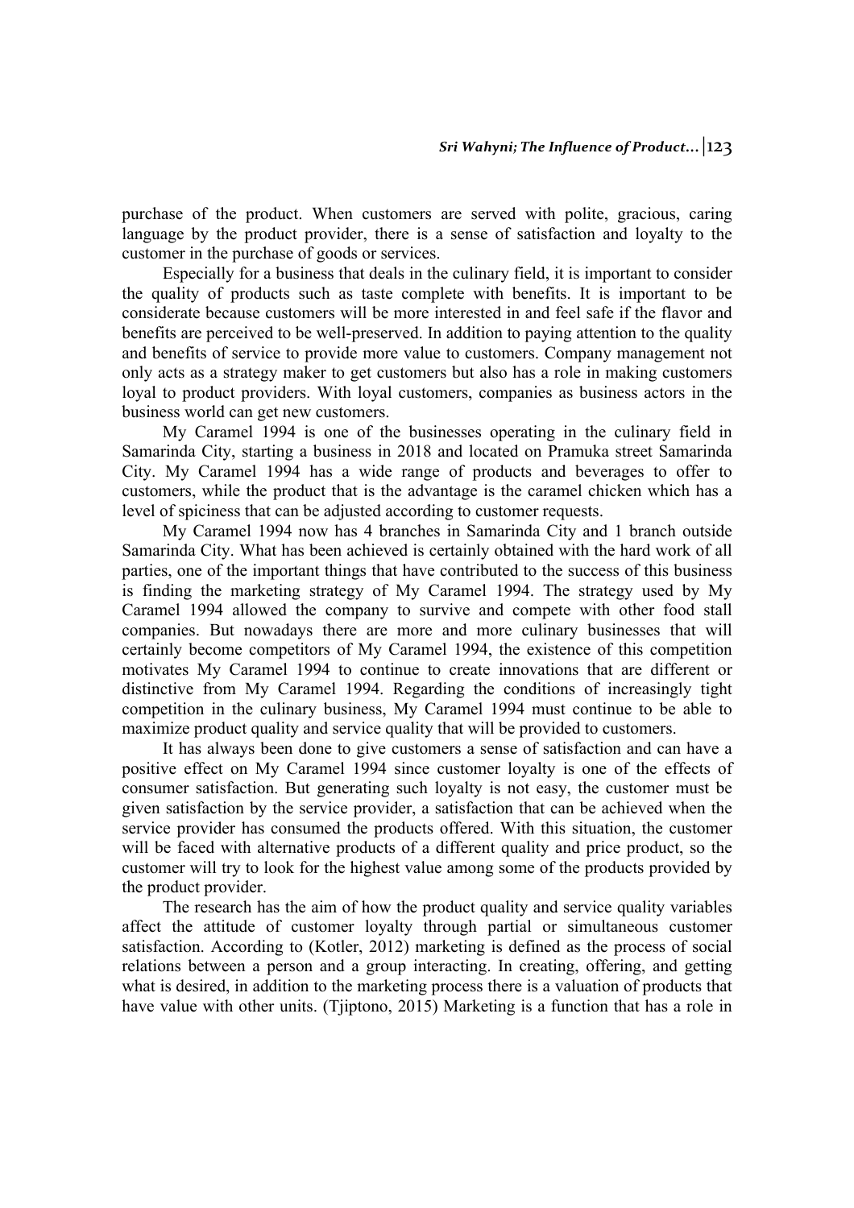purchase of the product. When customers are served with polite, gracious, caring language by the product provider, there is a sense of satisfaction and loyalty to the customer in the purchase of goods or services.

Especially for a business that deals in the culinary field, it is important to consider the quality of products such as taste complete with benefits. It is important to be considerate because customers will be more interested in and feel safe if the flavor and benefits are perceived to be well-preserved. In addition to paying attention to the quality and benefits of service to provide more value to customers. Company management not only acts as a strategy maker to get customers but also has a role in making customers loyal to product providers. With loyal customers, companies as business actors in the business world can get new customers.

My Caramel 1994 is one of the businesses operating in the culinary field in Samarinda City, starting a business in 2018 and located on Pramuka street Samarinda City. My Caramel 1994 has a wide range of products and beverages to offer to customers, while the product that is the advantage is the caramel chicken which has a level of spiciness that can be adjusted according to customer requests.

My Caramel 1994 now has 4 branches in Samarinda City and 1 branch outside Samarinda City. What has been achieved is certainly obtained with the hard work of all parties, one of the important things that have contributed to the success of this business is finding the marketing strategy of My Caramel 1994. The strategy used by My Caramel 1994 allowed the company to survive and compete with other food stall companies. But nowadays there are more and more culinary businesses that will certainly become competitors of My Caramel 1994, the existence of this competition motivates My Caramel 1994 to continue to create innovations that are different or distinctive from My Caramel 1994. Regarding the conditions of increasingly tight competition in the culinary business, My Caramel 1994 must continue to be able to maximize product quality and service quality that will be provided to customers.

It has always been done to give customers a sense of satisfaction and can have a positive effect on My Caramel 1994 since customer loyalty is one of the effects of consumer satisfaction. But generating such loyalty is not easy, the customer must be given satisfaction by the service provider, a satisfaction that can be achieved when the service provider has consumed the products offered. With this situation, the customer will be faced with alternative products of a different quality and price product, so the customer will try to look for the highest value among some of the products provided by the product provider.

The research has the aim of how the product quality and service quality variables affect the attitude of customer loyalty through partial or simultaneous customer satisfaction. According to (Kotler, 2012) marketing is defined as the process of social relations between a person and a group interacting. In creating, offering, and getting what is desired, in addition to the marketing process there is a valuation of products that have value with other units. (Tjiptono, 2015) Marketing is a function that has a role in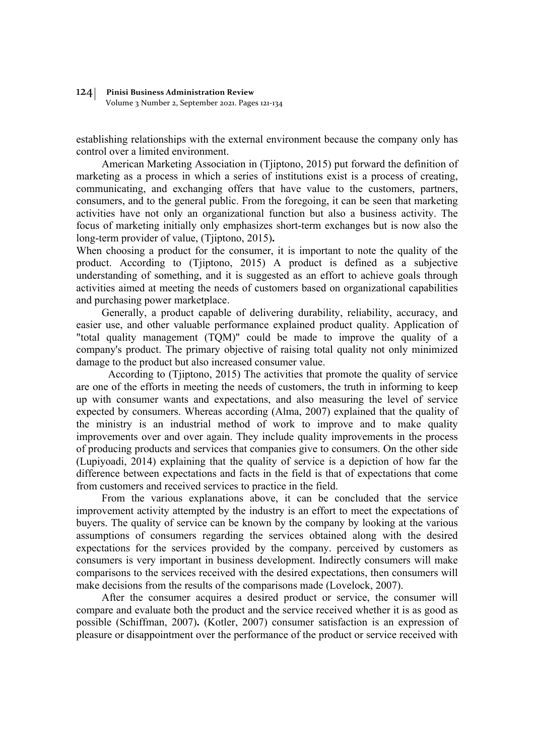establishing relationships with the external environment because the company only has control over a limited environment.

American Marketing Association in (Tjiptono, 2015) put forward the definition of marketing as a process in which a series of institutions exist is a process of creating, communicating, and exchanging offers that have value to the customers, partners, consumers, and to the general public. From the foregoing, it can be seen that marketing activities have not only an organizational function but also a business activity. The focus of marketing initially only emphasizes short-term exchanges but is now also the long-term provider of value, (Tjiptono, 2015).

When choosing a product for the consumer, it is important to note the quality of the product. According to (Tjiptono, 2015) A product is defined as a subjective understanding of something, and it is suggested as an effort to achieve goals through activities aimed at meeting the needs of customers based on organizational capabilities and purchasing power marketplace.

Generally, a product capable of delivering durability, reliability, accuracy, and easier use, and other valuable performance explained product quality. Application of "total quality management (TQM)" could be made to improve the quality of a company's product. The primary objective of raising total quality not only minimized damage to the product but also increased consumer value.

According to (Tjiptono, 2015) The activities that promote the quality of service are one of the efforts in meeting the needs of customers, the truth in informing to keep up with consumer wants and expectations, and also measuring the level of service expected by consumers. Whereas according (Alma, 2007) explained that the quality of the ministry is an industrial method of work to improve and to make quality improvements over and over again. They include quality improvements in the process of producing products and services that companies give to consumers. On the other side (Lupiyoadi, 2014) explaining that the quality of service is a depiction of how far the difference between expectations and facts in the field is that of expectations that come from customers and received services to practice in the field.

From the various explanations above, it can be concluded that the service improvement activity attempted by the industry is an effort to meet the expectations of buyers. The quality of service can be known by the company by looking at the various assumptions of consumers regarding the services obtained along with the desired expectations for the services provided by the company. perceived by customers as consumers is very important in business development. Indirectly consumers will make comparisons to the services received with the desired expectations, then consumers will make decisions from the results of the comparisons made (Lovelock, 2007).

After the consumer acquires a desired product or service, the consumer will compare and evaluate both the product and the service received whether it is as good as possible (Schiffman, 2007). (Kotler, 2007) consumer satisfaction is an expression of pleasure or disappointment over the performance of the product or service received with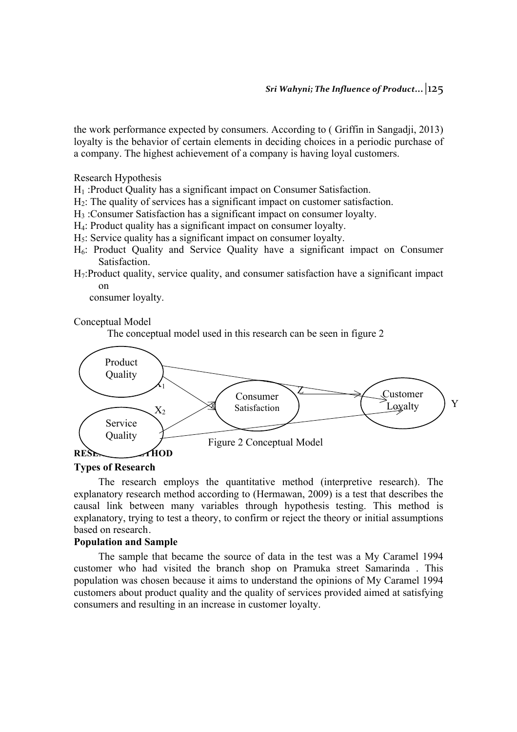the work performance expected by consumers. According to ( Griffin in Sangadji, 2013) loyalty is the behavior of certain elements in deciding choices in a periodic purchase of a company. The highest achievement of a company is having loyal customers.

Research Hypothesis

$H_1$ :Product Quality has a significant impact on Consumer Satisfaction.

$H_2$: The quality of services has a significant impact on customer satisfaction.

$H_3$ :Consumer Satisfaction has a significant impact on consumer loyalty.

$H_4$: Product quality has a significant impact on consumer loyalty.

$H_5$: Service quality has a significant impact on consumer loyalty.

$H_6$: Product Quality and Service Quality have a significant impact on Consumer Satisfaction.

$H_7$:Product quality, service quality, and consumer satisfaction have a significant impact on consumer loyalty.

Conceptual Model

The conceptual model used in this research can be seen in figure 2

Product Quality

$X_1$

Consumer Satisfaction

Z

Customer Loyalty

Y

$X_2$

Service Quality

Figure 2 Conceptual Model

**RESEARCH METHOD**

**Types of Research**

The research employs the quantitative method (interpretive research). The explanatory research method according to (Hermawan, 2009) is a test that describes the causal link between many variables through hypothesis testing. This method is explanatory, trying to test a theory, to confirm or reject the theory or initial assumptions based on research.

**Population and Sample**

The sample that became the source of data in the test was a My Caramel 1994 customer who had visited the branch shop on Pramuka street Samarinda . This population was chosen because it aims to understand the opinions of My Caramel 1994 customers about product quality and the quality of services provided aimed at satisfying consumers and resulting in an increase in customer loyalty.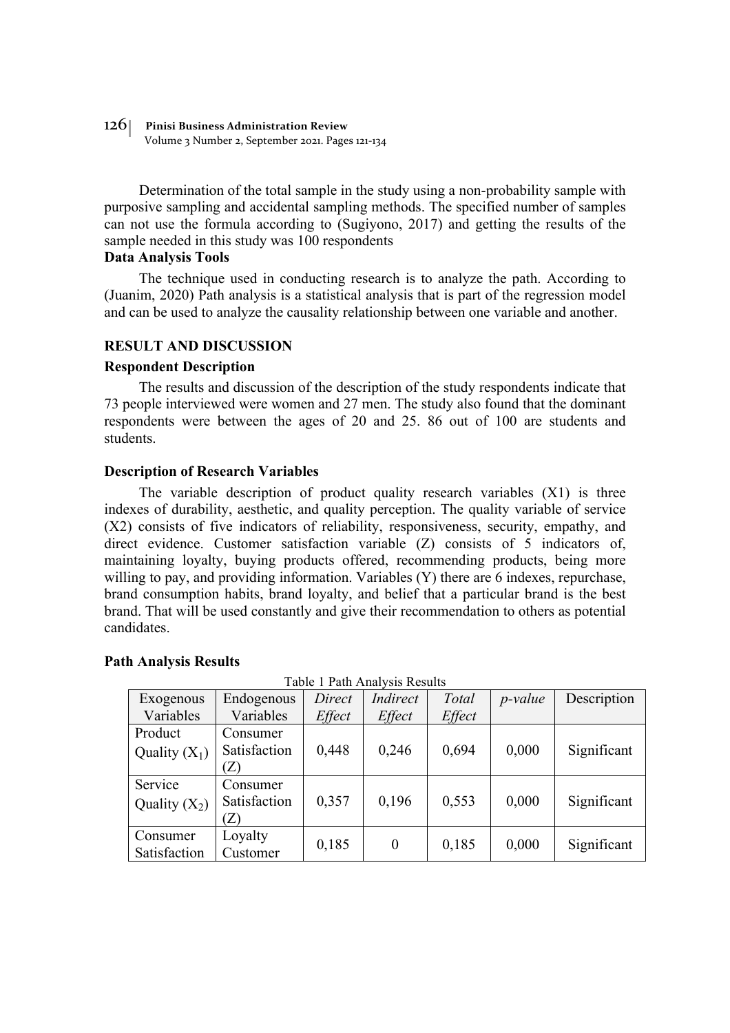Determination of the total sample in the study using a non-probability sample with purposive sampling and accidental sampling methods. The specified number of samples can not use the formula according to (Sugiyono, 2017) and getting the results of the sample needed in this study was 100 respondents

**Data Analysis Tools**

The technique used in conducting research is to analyze the path. According to (Juanim, 2020) Path analysis is a statistical analysis that is part of the regression model and can be used to analyze the causality relationship between one variable and another.

## RESULT AND DISCUSSION

### Respondent Description

The results and discussion of the description of the study respondents indicate that 73 people interviewed were women and 27 men. The study also found that the dominant respondents were between the ages of 20 and 25. 86 out of 100 are students and students.

### Description of Research Variables

The variable description of product quality research variables (X1) is three indexes of durability, aesthetic, and quality perception. The quality variable of service (X2) consists of five indicators of reliability, responsiveness, security, empathy, and direct evidence. Customer satisfaction variable (Z) consists of 5 indicators of, maintaining loyalty, buying products offered, recommending products, being more willing to pay, and providing information. Variables (Y) there are 6 indexes, repurchase, brand consumption habits, brand loyalty, and belief that a particular brand is the best brand. That will be used constantly and give their recommendation to others as potential candidates.

### Path Analysis Results

Table 1 Path Analysis Results

| Exogenous Variables | Endogenous Variables | *Direct Effect* | *Indirect Effect* | *Total Effect* | *p-value* | Description |
|---|---|---|---|---|---|---|
| Product Quality ($X_1$) | Consumer Satisfaction (Z) | 0,448 | 0,246 | 0,694 | 0,000 | Significant |
| Service Quality ($X_2$) | Consumer Satisfaction (Z) | 0,357 | 0,196 | 0,553 | 0,000 | Significant |
| Consumer Satisfaction | Loyalty Customer | 0,185 | 0 | 0,185 | 0,000 | Significant |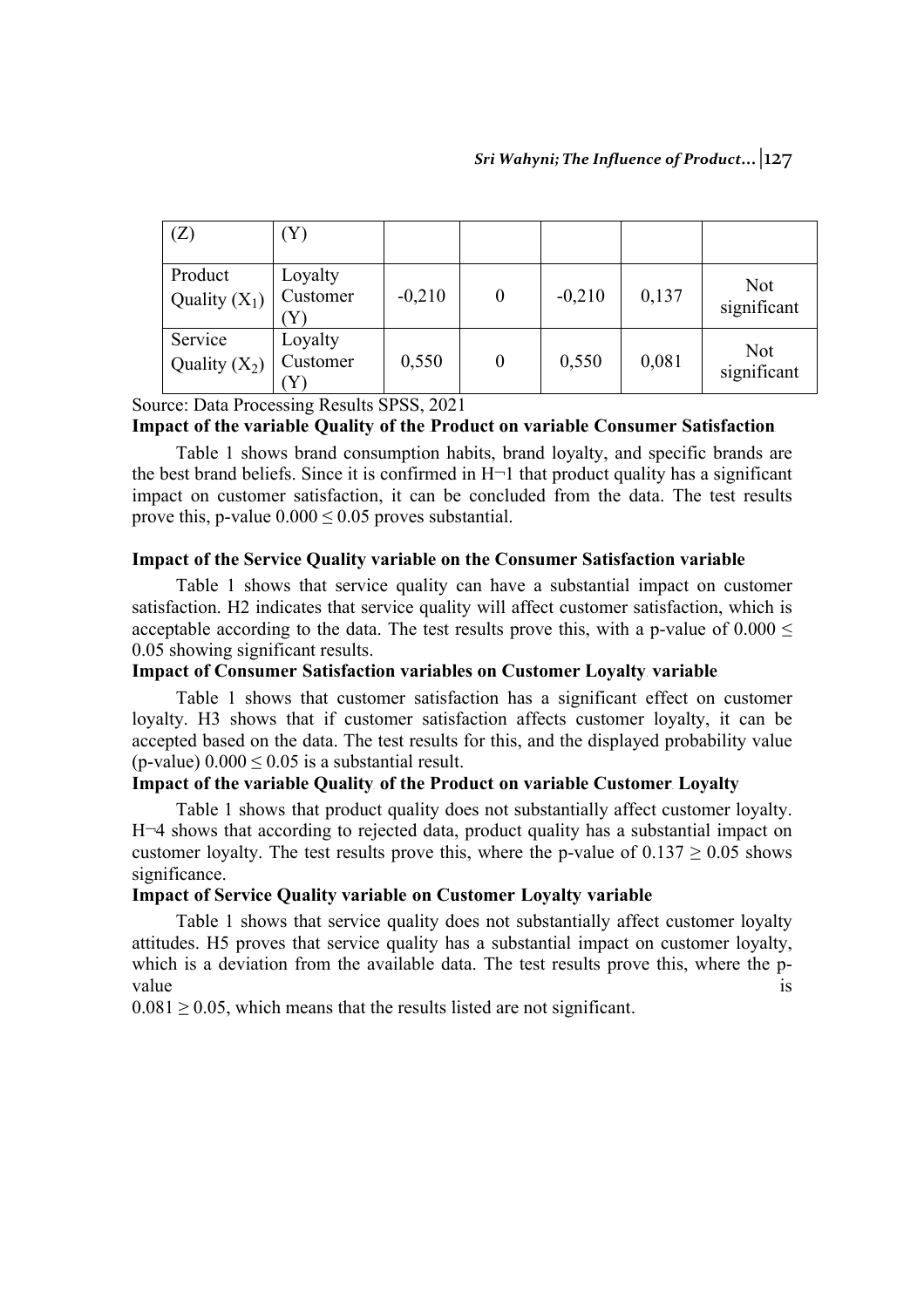| | | | | | | |
|---|---|---|---|---|---|---|
| (Z) | (Y) | | | | | |
| Product Quality ($X_1$) | Loyalty Customer (Y) | -0,210 | 0 | -0,210 | 0,137 | Not significant |
| Service Quality ($X_2$) | Loyalty Customer (Y) | 0,550 | 0 | 0,550 | 0,081 | Not significant |

Source: Data Processing Results SPSS, 2021

**Impact of the variable Quality of the Product on variable Consumer Satisfaction**

Table 1 shows brand consumption habits, brand loyalty, and specific brands are the best brand beliefs. Since it is confirmed in H¬1 that product quality has a significant impact on customer satisfaction, it can be concluded from the data. The test results prove this, p-value $0.000 \leq 0.05$ proves substantial.

**Impact of the Service Quality variable on the Consumer Satisfaction variable**

Table 1 shows that service quality can have a substantial impact on customer satisfaction. H2 indicates that service quality will affect customer satisfaction, which is acceptable according to the data. The test results prove this, with a p-value of $0.000 \leq 0.05$ showing significant results.

**Impact of Consumer Satisfaction variables on Customer Loyalty variable**

Table 1 shows that customer satisfaction has a significant effect on customer loyalty. H3 shows that if customer satisfaction affects customer loyalty, it can be accepted based on the data. The test results for this, and the displayed probability value (p-value) $0.000 \leq 0.05$ is a substantial result.

**Impact of the variable Quality of the Product on variable Customer Loyalty**

Table 1 shows that product quality does not substantially affect customer loyalty. H¬4 shows that according to rejected data, product quality has a substantial impact on customer loyalty. The test results prove this, where the p-value of $0.137 \geq 0.05$ shows significance.

**Impact of Service Quality variable on Customer Loyalty variable**

Table 1 shows that service quality does not substantially affect customer loyalty attitudes. H5 proves that service quality has a substantial impact on customer loyalty, which is a deviation from the available data. The test results prove this, where the p-value is $0.081 \geq 0.05$, which means that the results listed are not significant.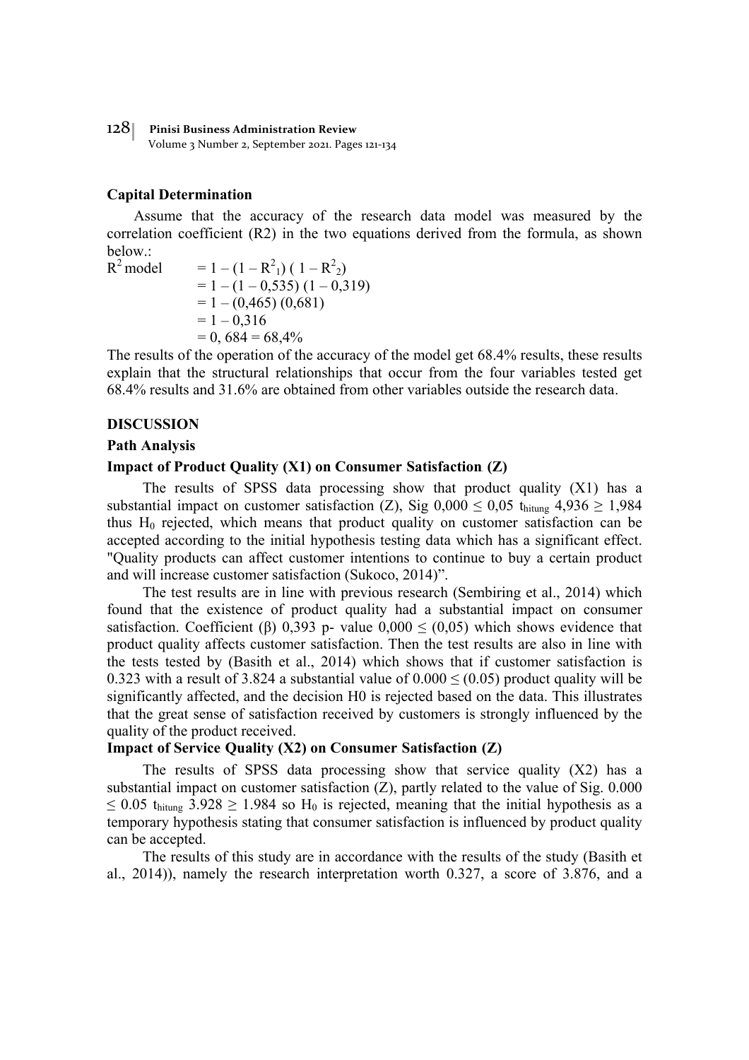### Capital Determination

Assume that the accuracy of the research data model was measured by the correlation coefficient (R2) in the two equations derived from the formula, as shown below.:

$$
\begin{aligned}
R^2 \text{ model} &= 1 - (1 - R^2_1)\ (1 - R^2_2) \\
&= 1 - (1 - 0{,}535)\ (1 - 0{,}319) \\
&= 1 - (0{,}465)\ (0{,}681) \\
&= 1 - 0{,}316 \\
&= 0{,}\ 684 = 68{,}4\%
\end{aligned}
$$

The results of the operation of the accuracy of the model get 68.4% results, these results explain that the structural relationships that occur from the four variables tested get 68.4% results and 31.6% are obtained from other variables outside the research data.

## DISCUSSION

### Path Analysis

### Impact of Product Quality (X1) on Consumer Satisfaction (Z)

The results of SPSS data processing show that product quality (X1) has a substantial impact on customer satisfaction (Z), Sig 0,000 ≤ 0,05 $t_{hitung}$ 4,936 ≥ 1,984 thus $H_0$ rejected, which means that product quality on customer satisfaction can be accepted according to the initial hypothesis testing data which has a significant effect. "Quality products can affect customer intentions to continue to buy a certain product and will increase customer satisfaction (Sukoco, 2014)".

The test results are in line with previous research (Sembiring et al., 2014) which found that the existence of product quality had a substantial impact on consumer satisfaction. Coefficient (β) 0,393 p- value 0,000 ≤ (0,05) which shows evidence that product quality affects customer satisfaction. Then the test results are also in line with the tests tested by (Basith et al., 2014) which shows that if customer satisfaction is 0.323 with a result of 3.824 a substantial value of 0.000 ≤ (0.05) product quality will be significantly affected, and the decision H0 is rejected based on the data. This illustrates that the great sense of satisfaction received by customers is strongly influenced by the quality of the product received.

### Impact of Service Quality (X2) on Consumer Satisfaction (Z)

The results of SPSS data processing show that service quality (X2) has a substantial impact on customer satisfaction (Z), partly related to the value of Sig. 0.000 ≤ 0.05 $t_{hitung}$ 3.928 ≥ 1.984 so $H_0$ is rejected, meaning that the initial hypothesis as a temporary hypothesis stating that consumer satisfaction is influenced by product quality can be accepted.

The results of this study are in accordance with the results of the study (Basith et al., 2014)), namely the research interpretation worth 0.327, a score of 3.876, and a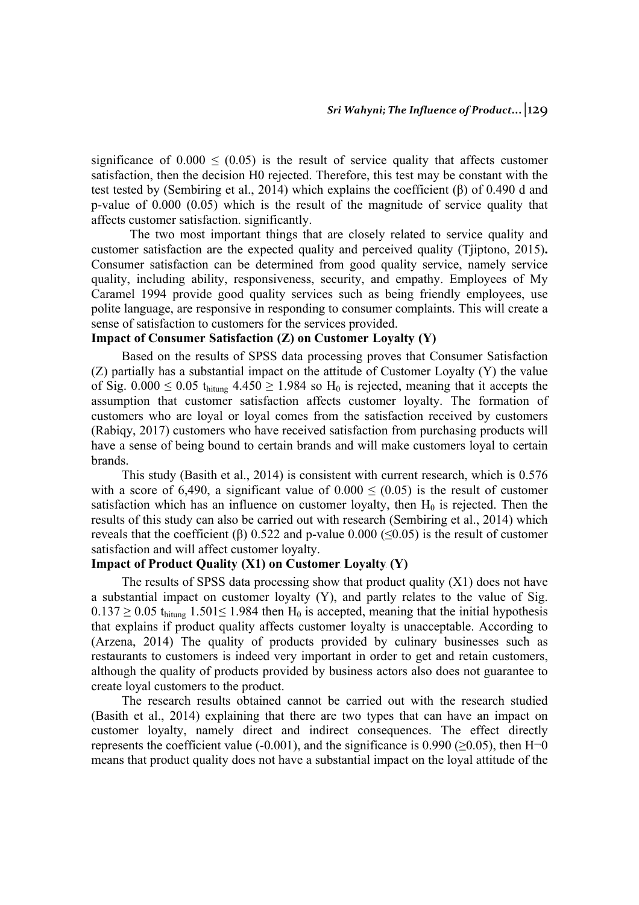significance of $0.000 \leq (0.05)$ is the result of service quality that affects customer satisfaction, then the decision H0 rejected. Therefore, this test may be constant with the test tested by (Sembiring et al., 2014) which explains the coefficient (β) of 0.490 d and p-value of 0.000 (0.05) which is the result of the magnitude of service quality that affects customer satisfaction. significantly.

The two most important things that are closely related to service quality and customer satisfaction are the expected quality and perceived quality (Tjiptono, 2015). Consumer satisfaction can be determined from good quality service, namely service quality, including ability, responsiveness, security, and empathy. Employees of My Caramel 1994 provide good quality services such as being friendly employees, use polite language, are responsive in responding to consumer complaints. This will create a sense of satisfaction to customers for the services provided.

**Impact of Consumer Satisfaction (Z) on Customer Loyalty (Y)**

Based on the results of SPSS data processing proves that Consumer Satisfaction (Z) partially has a substantial impact on the attitude of Customer Loyalty (Y) the value of Sig. $0.000 \leq 0.05$ $t_{hitung}$ $4.450 \geq 1.984$ so $H_0$ is rejected, meaning that it accepts the assumption that customer satisfaction affects customer loyalty. The formation of customers who are loyal or loyal comes from the satisfaction received by customers (Rabiqy, 2017) customers who have received satisfaction from purchasing products will have a sense of being bound to certain brands and will make customers loyal to certain brands.

This study (Basith et al., 2014) is consistent with current research, which is 0.576 with a score of 6,490, a significant value of $0.000 \leq (0.05)$ is the result of customer satisfaction which has an influence on customer loyalty, then $H_0$ is rejected. Then the results of this study can also be carried out with research (Sembiring et al., 2014) which reveals that the coefficient (β) 0.522 and p-value 0.000 ($\leq 0.05$) is the result of customer satisfaction and will affect customer loyalty.

**Impact of Product Quality (X1) on Customer Loyalty (Y)**

The results of SPSS data processing show that product quality (X1) does not have a substantial impact on customer loyalty (Y), and partly relates to the value of Sig. $0.137 \geq 0.05$ $t_{hitung}$ $1.501 \leq 1.984$ then $H_0$ is accepted, meaning that the initial hypothesis that explains if product quality affects customer loyalty is unacceptable. According to (Arzena, 2014) The quality of products provided by culinary businesses such as restaurants to customers is indeed very important in order to get and retain customers, although the quality of products provided by business actors also does not guarantee to create loyal customers to the product.

The research results obtained cannot be carried out with the research studied (Basith et al., 2014) explaining that there are two types that can have an impact on customer loyalty, namely direct and indirect consequences. The effect directly represents the coefficient value (-0.001), and the significance is 0.990 ($\geq 0.05$), then H¬0 means that product quality does not have a substantial impact on the loyal attitude of the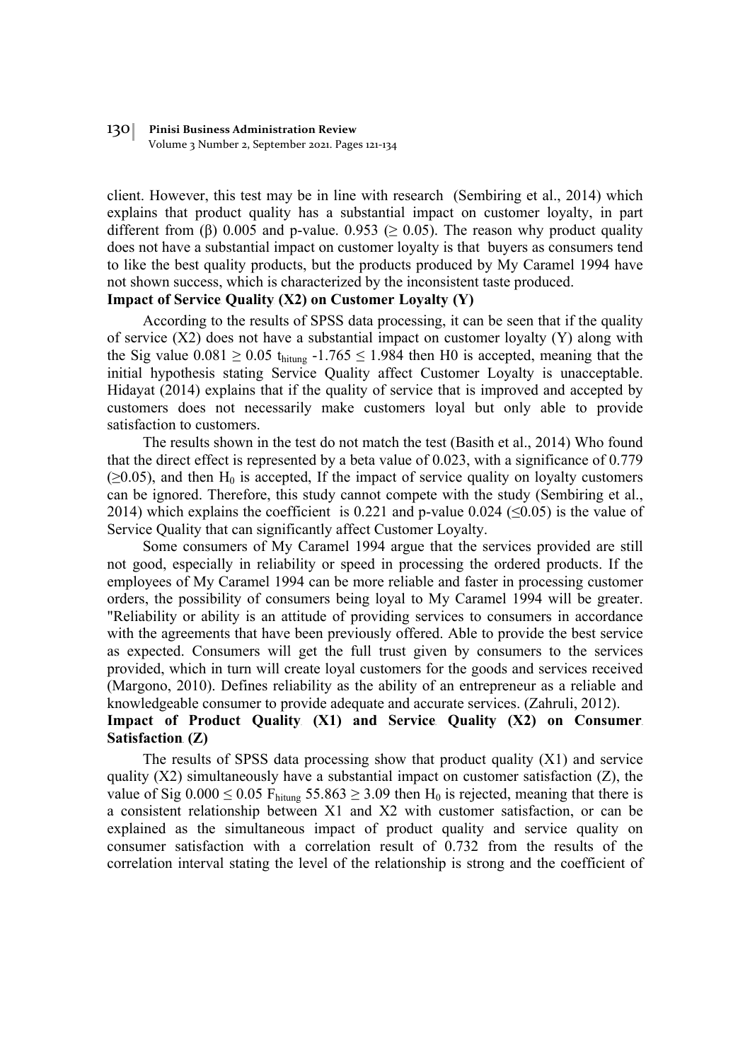client. However, this test may be in line with research (Sembiring et al., 2014) which explains that product quality has a substantial impact on customer loyalty, in part different from (β) 0.005 and p-value. 0.953 ($\geq 0.05$). The reason why product quality does not have a substantial impact on customer loyalty is that buyers as consumers tend to like the best quality products, but the products produced by My Caramel 1994 have not shown success, which is characterized by the inconsistent taste produced.

**Impact of Service Quality (X2) on Customer Loyalty (Y)**

According to the results of SPSS data processing, it can be seen that if the quality of service (X2) does not have a substantial impact on customer loyalty (Y) along with the Sig value $0.081 \geq 0.05$ $t_{hitung}$ $-1.765 \leq 1.984$ then H0 is accepted, meaning that the initial hypothesis stating Service Quality affect Customer Loyalty is unacceptable. Hidayat (2014) explains that if the quality of service that is improved and accepted by customers does not necessarily make customers loyal but only able to provide satisfaction to customers.

The results shown in the test do not match the test (Basith et al., 2014) Who found that the direct effect is represented by a beta value of 0.023, with a significance of 0.779 ($\geq 0.05$), and then $H_0$ is accepted, If the impact of service quality on loyalty customers can be ignored. Therefore, this study cannot compete with the study (Sembiring et al., 2014) which explains the coefficient is 0.221 and p-value 0.024 ($\leq 0.05$) is the value of Service Quality that can significantly affect Customer Loyalty.

Some consumers of My Caramel 1994 argue that the services provided are still not good, especially in reliability or speed in processing the ordered products. If the employees of My Caramel 1994 can be more reliable and faster in processing customer orders, the possibility of consumers being loyal to My Caramel 1994 will be greater. "Reliability or ability is an attitude of providing services to consumers in accordance with the agreements that have been previously offered. Able to provide the best service as expected. Consumers will get the full trust given by consumers to the services provided, which in turn will create loyal customers for the goods and services received (Margono, 2010). Defines reliability as the ability of an entrepreneur as a reliable and knowledgeable consumer to provide adequate and accurate services. (Zahruli, 2012).

**Impact of Product Quality (X1) and Service Quality (X2) on Consumer Satisfaction (Z)**

The results of SPSS data processing show that product quality (X1) and service quality (X2) simultaneously have a substantial impact on customer satisfaction (Z), the value of Sig $0.000 \leq 0.05$ $F_{hitung}$ $55.863 \geq 3.09$ then $H_0$ is rejected, meaning that there is a consistent relationship between X1 and X2 with customer satisfaction, or can be explained as the simultaneous impact of product quality and service quality on consumer satisfaction with a correlation result of 0.732 from the results of the correlation interval stating the level of the relationship is strong and the coefficient of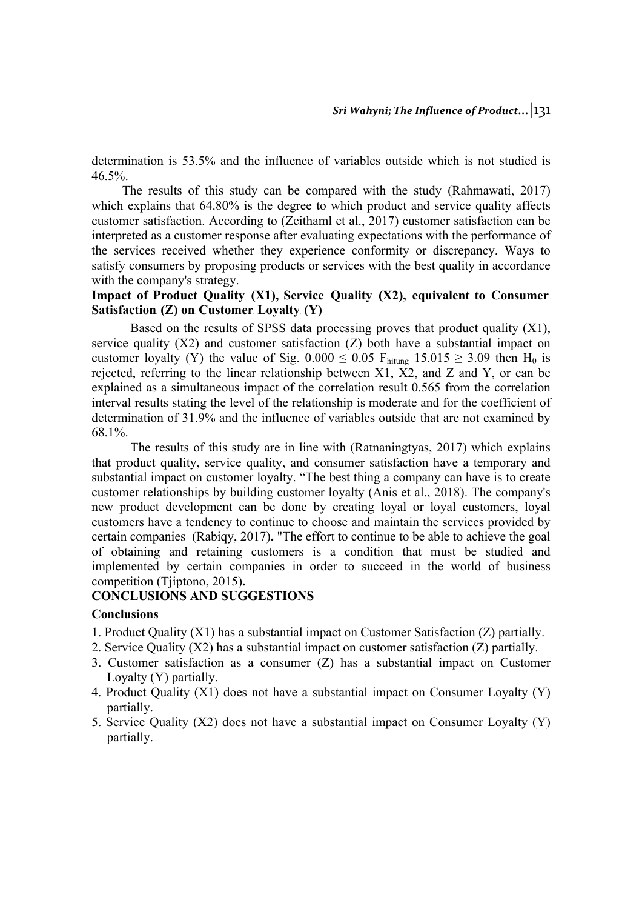determination is 53.5% and the influence of variables outside which is not studied is 46.5%.

The results of this study can be compared with the study (Rahmawati, 2017) which explains that 64.80% is the degree to which product and service quality affects customer satisfaction. According to (Zeithaml et al., 2017) customer satisfaction can be interpreted as a customer response after evaluating expectations with the performance of the services received whether they experience conformity or discrepancy. Ways to satisfy consumers by proposing products or services with the best quality in accordance with the company's strategy.

**Impact of Product Quality (X1), Service Quality (X2), equivalent to Consumer Satisfaction (Z) on Customer Loyalty (Y)**

Based on the results of SPSS data processing proves that product quality (X1), service quality (X2) and customer satisfaction (Z) both have a substantial impact on customer loyalty (Y) the value of Sig. $0.000 \leq 0.05$ $F_{hitung}$ $15.015 \geq 3.09$ then $H_0$ is rejected, referring to the linear relationship between X1, X2, and Z and Y, or can be explained as a simultaneous impact of the correlation result 0.565 from the correlation interval results stating the level of the relationship is moderate and for the coefficient of determination of 31.9% and the influence of variables outside that are not examined by 68.1%.

The results of this study are in line with (Ratnaningtyas, 2017) which explains that product quality, service quality, and consumer satisfaction have a temporary and substantial impact on customer loyalty. "The best thing a company can have is to create customer relationships by building customer loyalty (Anis et al., 2018). The company's new product development can be done by creating loyal or loyal customers, loyal customers have a tendency to continue to choose and maintain the services provided by certain companies (Rabiqy, 2017)**.** "The effort to continue to be able to achieve the goal of obtaining and retaining customers is a condition that must be studied and implemented by certain companies in order to succeed in the world of business competition (Tjiptono, 2015)**.**

## CONCLUSIONS AND SUGGESTIONS

### Conclusions

1. Product Quality (X1) has a substantial impact on Customer Satisfaction (Z) partially.
2. Service Quality (X2) has a substantial impact on customer satisfaction (Z) partially.
3. Customer satisfaction as a consumer (Z) has a substantial impact on Customer Loyalty (Y) partially.
4. Product Quality (X1) does not have a substantial impact on Consumer Loyalty (Y) partially.
5. Service Quality (X2) does not have a substantial impact on Consumer Loyalty (Y) partially.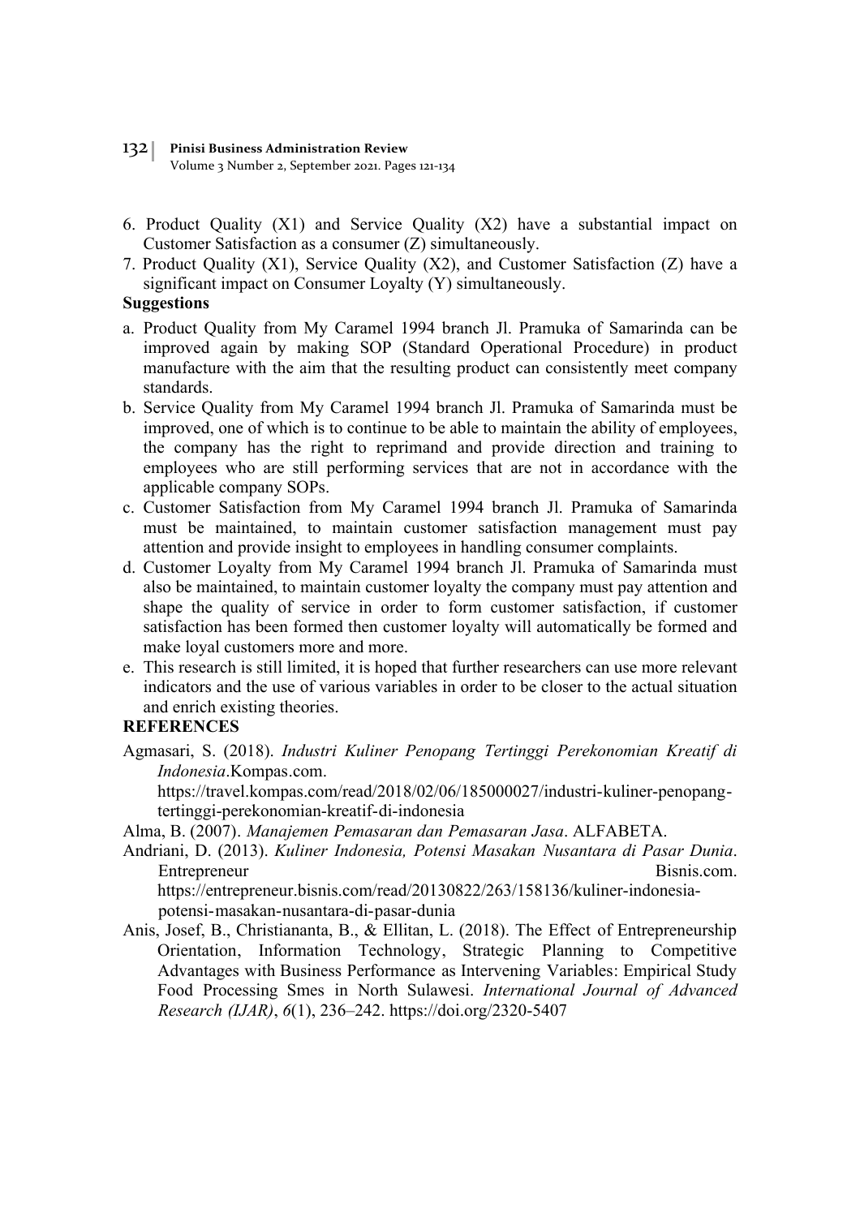6. Product Quality (X1) and Service Quality (X2) have a substantial impact on Customer Satisfaction as a consumer (Z) simultaneously.
7. Product Quality (X1), Service Quality (X2), and Customer Satisfaction (Z) have a significant impact on Consumer Loyalty (Y) simultaneously.

**Suggestions**

a. Product Quality from My Caramel 1994 branch Jl. Pramuka of Samarinda can be improved again by making SOP (Standard Operational Procedure) in product manufacture with the aim that the resulting product can consistently meet company standards.
b. Service Quality from My Caramel 1994 branch Jl. Pramuka of Samarinda must be improved, one of which is to continue to be able to maintain the ability of employees, the company has the right to reprimand and provide direction and training to employees who are still performing services that are not in accordance with the applicable company SOPs.
c. Customer Satisfaction from My Caramel 1994 branch Jl. Pramuka of Samarinda must be maintained, to maintain customer satisfaction management must pay attention and provide insight to employees in handling consumer complaints.
d. Customer Loyalty from My Caramel 1994 branch Jl. Pramuka of Samarinda must also be maintained, to maintain customer loyalty the company must pay attention and shape the quality of service in order to form customer satisfaction, if customer satisfaction has been formed then customer loyalty will automatically be formed and make loyal customers more and more.
e. This research is still limited, it is hoped that further researchers can use more relevant indicators and the use of various variables in order to be closer to the actual situation and enrich existing theories.

**REFERENCES**

Agmasari, S. (2018). *Industri Kuliner Penopang Tertinggi Perekonomian Kreatif di Indonesia*.Kompas.com. https://travel.kompas.com/read/2018/02/06/185000027/industri-kuliner-penopang-tertinggi-perekonomian-kreatif-di-indonesia

Alma, B. (2007). *Manajemen Pemasaran dan Pemasaran Jasa*. ALFABETA.

Andriani, D. (2013). *Kuliner Indonesia, Potensi Masakan Nusantara di Pasar Dunia*. Entrepreneur Bisnis.com. https://entrepreneur.bisnis.com/read/20130822/263/158136/kuliner-indonesia-potensi-masakan-nusantara-di-pasar-dunia

Anis, Josef, B., Christiananta, B., & Ellitan, L. (2018). The Effect of Entrepreneurship Orientation, Information Technology, Strategic Planning to Competitive Advantages with Business Performance as Intervening Variables: Empirical Study Food Processing Smes in North Sulawesi. *International Journal of Advanced Research (IJAR)*, *6*(1), 236–242. https://doi.org/2320-5407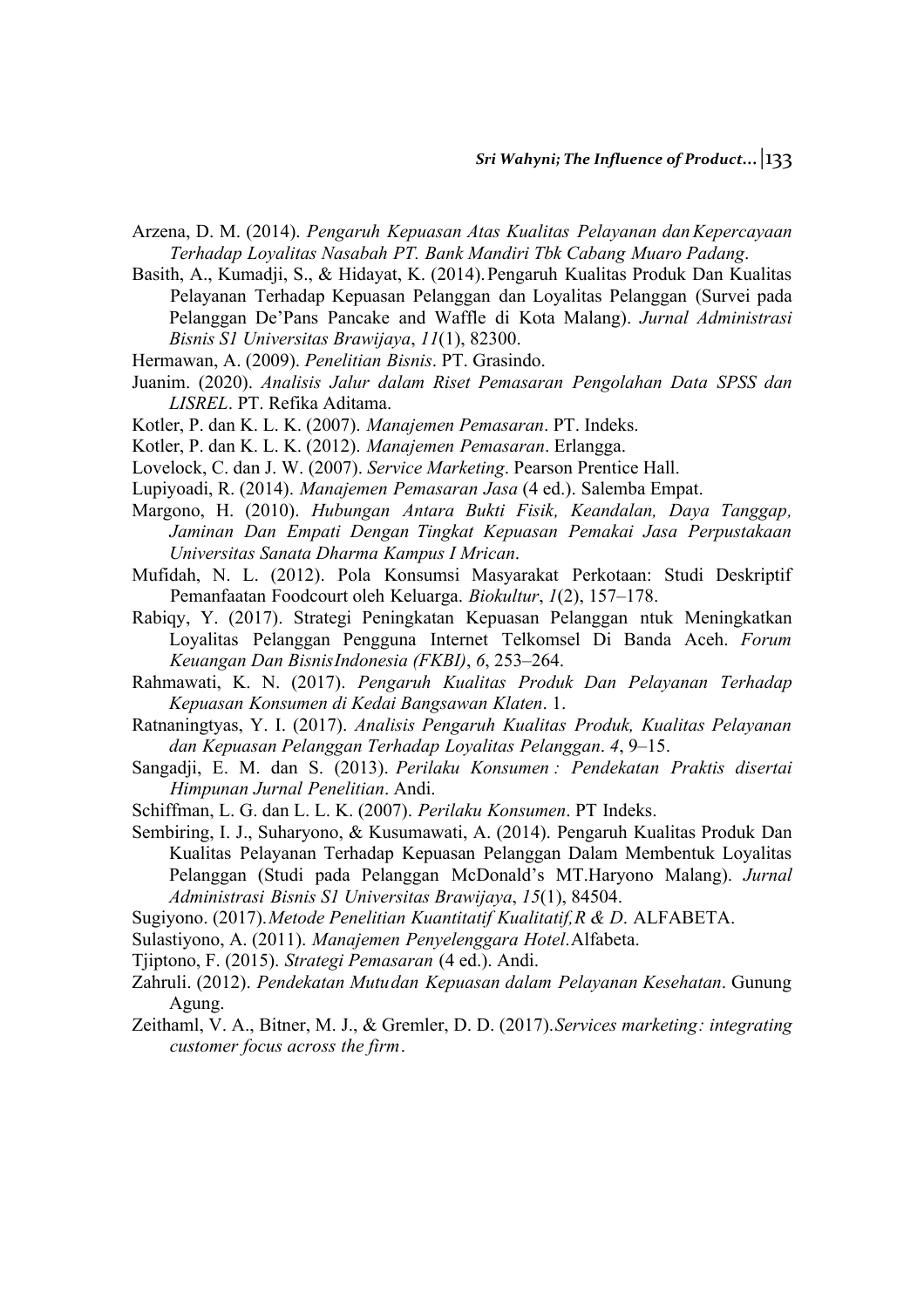Arzena, D. M. (2014). *Pengaruh Kepuasan Atas Kualitas Pelayanan dan Kepercayaan Terhadap Loyalitas Nasabah PT. Bank Mandiri Tbk Cabang Muaro Padang*.

Basith, A., Kumadji, S., & Hidayat, K. (2014). Pengaruh Kualitas Produk Dan Kualitas Pelayanan Terhadap Kepuasan Pelanggan dan Loyalitas Pelanggan (Survei pada Pelanggan De'Pans Pancake and Waffle di Kota Malang). *Jurnal Administrasi Bisnis S1 Universitas Brawijaya*, *11*(1), 82300.

Hermawan, A. (2009). *Penelitian Bisnis*. PT. Grasindo.

Juanim. (2020). *Analisis Jalur dalam Riset Pemasaran Pengolahan Data SPSS dan LISREL*. PT. Refika Aditama.

Kotler, P. dan K. L. K. (2007). *Manajemen Pemasaran*. PT. Indeks.

Kotler, P. dan K. L. K. (2012). *Manajemen Pemasaran*. Erlangga.

Lovelock, C. dan J. W. (2007). *Service Marketing*. Pearson Prentice Hall.

Lupiyoadi, R. (2014). *Manajemen Pemasaran Jasa* (4 ed.). Salemba Empat.

Margono, H. (2010). *Hubungan Antara Bukti Fisik, Keandalan, Daya Tanggap, Jaminan Dan Empati Dengan Tingkat Kepuasan Pemakai Jasa Perpustakaan Universitas Sanata Dharma Kampus I Mrican*.

Mufidah, N. L. (2012). Pola Konsumsi Masyarakat Perkotaan: Studi Deskriptif Pemanfaatan Foodcourt oleh Keluarga. *Biokultur*, *1*(2), 157–178.

Rabiqy, Y. (2017). Strategi Peningkatan Kepuasan Pelanggan ntuk Meningkatkan Loyalitas Pelanggan Pengguna Internet Telkomsel Di Banda Aceh. *Forum Keuangan Dan Bisnis Indonesia (FKBI)*, *6*, 253–264.

Rahmawati, K. N. (2017). *Pengaruh Kualitas Produk Dan Pelayanan Terhadap Kepuasan Konsumen di Kedai Bangsawan Klaten*. 1.

Ratnaningtyas, Y. I. (2017). *Analisis Pengaruh Kualitas Produk, Kualitas Pelayanan dan Kepuasan Pelanggan Terhadap Loyalitas Pelanggan*. *4*, 9–15.

Sangadji, E. M. dan S. (2013). *Perilaku Konsumen : Pendekatan Praktis disertai Himpunan Jurnal Penelitian*. Andi.

Schiffman, L. G. dan L. L. K. (2007). *Perilaku Konsumen*. PT Indeks.

Sembiring, I. J., Suharyono, & Kusumawati, A. (2014). Pengaruh Kualitas Produk Dan Kualitas Pelayanan Terhadap Kepuasan Pelanggan Dalam Membentuk Loyalitas Pelanggan (Studi pada Pelanggan McDonald's MT.Haryono Malang). *Jurnal Administrasi Bisnis S1 Universitas Brawijaya*, *15*(1), 84504.

Sugiyono. (2017). *Metode Penelitian Kuantitatif Kualitatif, R & D*. ALFABETA.

Sulastiyono, A. (2011). *Manajemen Penyelenggara Hotel*. Alfabeta.

Tjiptono, F. (2015). *Strategi Pemasaran* (4 ed.). Andi.

Zahruli. (2012). *Pendekatan Mutu dan Kepuasan dalam Pelayanan Kesehatan*. Gunung Agung.

Zeithaml, V. A., Bitner, M. J., & Gremler, D. D. (2017). *Services marketing : integrating customer focus across the firm*.